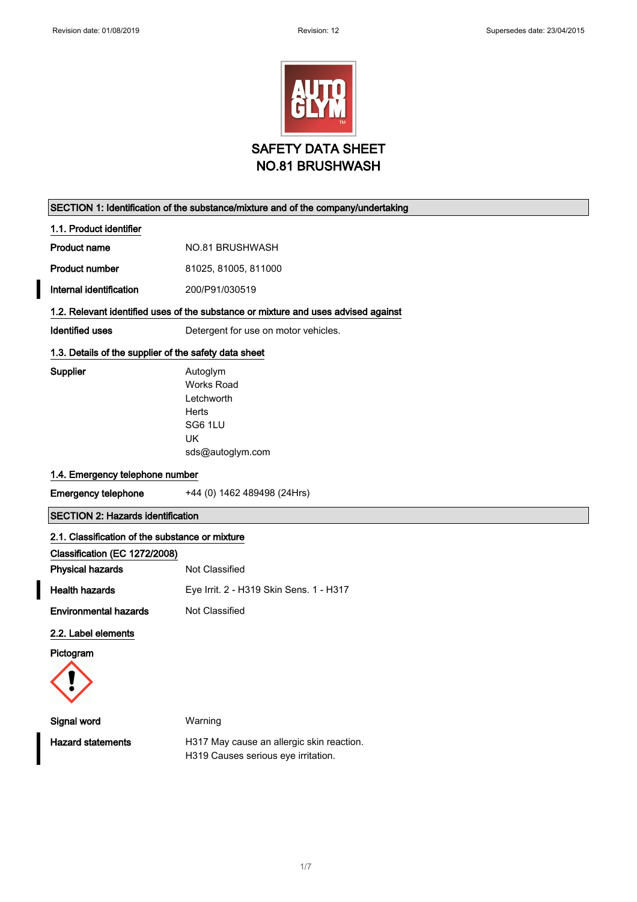# SAFETY DATA SHEET
# NO.81 BRUSHWASH

## SECTION 1: Identification of the substance/mixture and of the company/undertaking

### 1.1. Product identifier

| | |
|---|---|
| **Product name** | NO.81 BRUSHWASH |
| **Product number** | 81025, 81005, 811000 |
| **Internal identification** | 200/P91/030519 |

### 1.2. Relevant identified uses of the substance or mixture and uses advised against

| | |
|---|---|
| **Identified uses** | Detergent for use on motor vehicles. |

### 1.3. Details of the supplier of the safety data sheet

**Supplier**

Autoglym
Works Road
Letchworth
Herts
SG6 1LU
UK
sds@autoglym.com

### 1.4. Emergency telephone number

| | |
|---|---|
| **Emergency telephone** | +44 (0) 1462 489498 (24Hrs) |

## SECTION 2: Hazards identification

### 2.1. Classification of the substance or mixture

**Classification (EC 1272/2008)**

| | |
|---|---|
| **Physical hazards** | Not Classified |
| **Health hazards** | Eye Irrit. 2 - H319 Skin Sens. 1 - H317 |
| **Environmental hazards** | Not Classified |

### 2.2. Label elements

**Pictogram**

| | |
|---|---|
| **Signal word** | Warning |
| **Hazard statements** | H317 May cause an allergic skin reaction.<br>H319 Causes serious eye irritation. |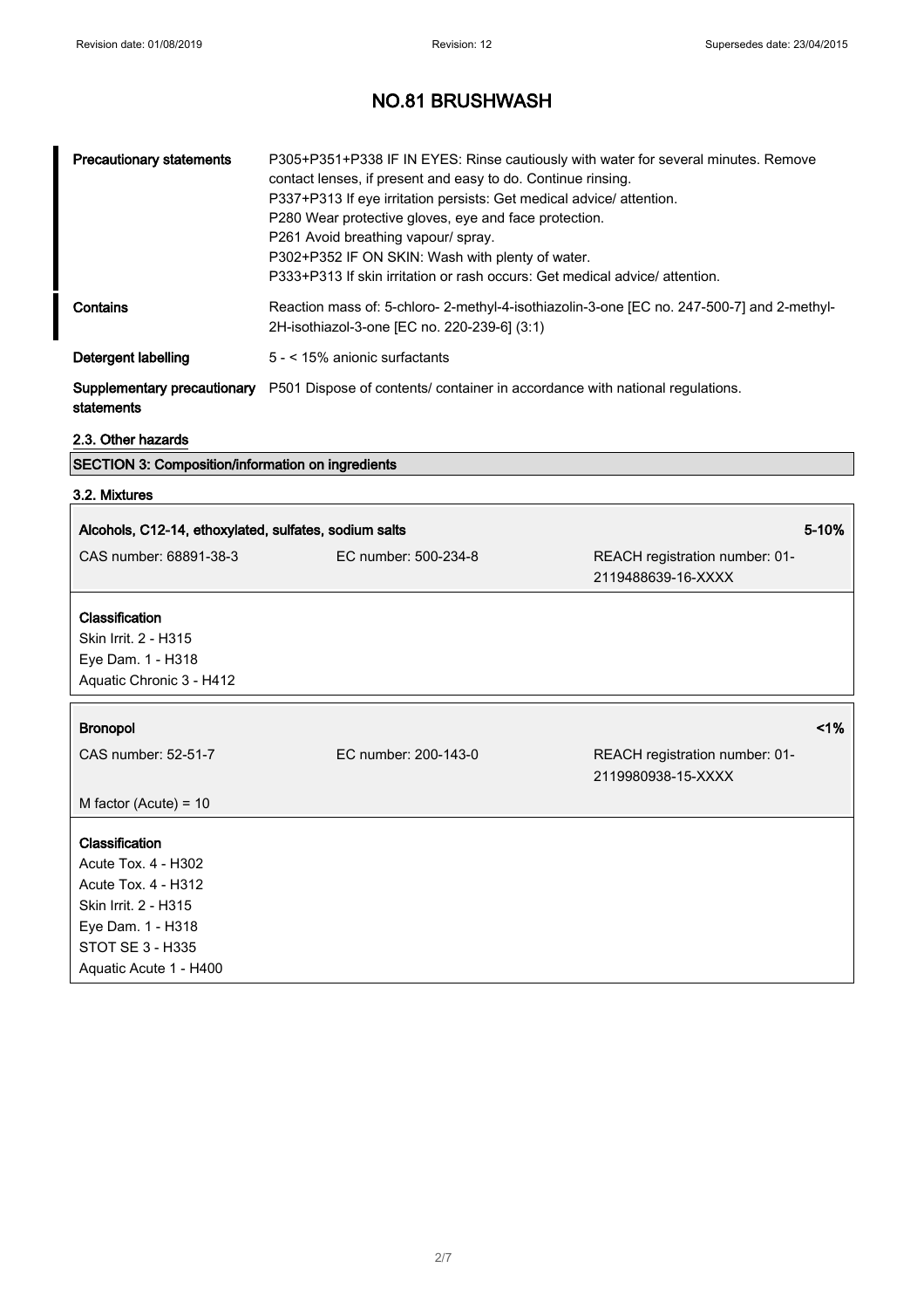# NO.81 BRUSHWASH

| | |
|---|---|
| **Precautionary statements** | P305+P351+P338 IF IN EYES: Rinse cautiously with water for several minutes. Remove contact lenses, if present and easy to do. Continue rinsing.<br>P337+P313 If eye irritation persists: Get medical advice/ attention.<br>P280 Wear protective gloves, eye and face protection.<br>P261 Avoid breathing vapour/ spray.<br>P302+P352 IF ON SKIN: Wash with plenty of water.<br>P333+P313 If skin irritation or rash occurs: Get medical advice/ attention. |
| **Contains** | Reaction mass of: 5-chloro- 2-methyl-4-isothiazolin-3-one [EC no. 247-500-7] and 2-methyl-2H-isothiazol-3-one [EC no. 220-239-6] (3:1) |
| **Detergent labelling** | 5 - < 15% anionic surfactants |
| **Supplementary precautionary statements** | P501 Dispose of contents/ container in accordance with national regulations. |

### 2.3. Other hazards

## SECTION 3: Composition/information on ingredients

### 3.2. Mixtures

**Alcohols, C12-14, ethoxylated, sulfates, sodium salts** — **5-10%**

| CAS number: 68891-38-3 | EC number: 500-234-8 | REACH registration number: 01-2119488639-16-XXXX |
|---|---|---|

**Classification**
Skin Irrit. 2 - H315
Eye Dam. 1 - H318
Aquatic Chronic 3 - H412

**Bronopol** — **<1%**

| CAS number: 52-51-7 | EC number: 200-143-0 | REACH registration number: 01-2119980938-15-XXXX |
|---|---|---|

M factor (Acute) = 10

**Classification**
Acute Tox. 4 - H302
Acute Tox. 4 - H312
Skin Irrit. 2 - H315
Eye Dam. 1 - H318
STOT SE 3 - H335
Aquatic Acute 1 - H400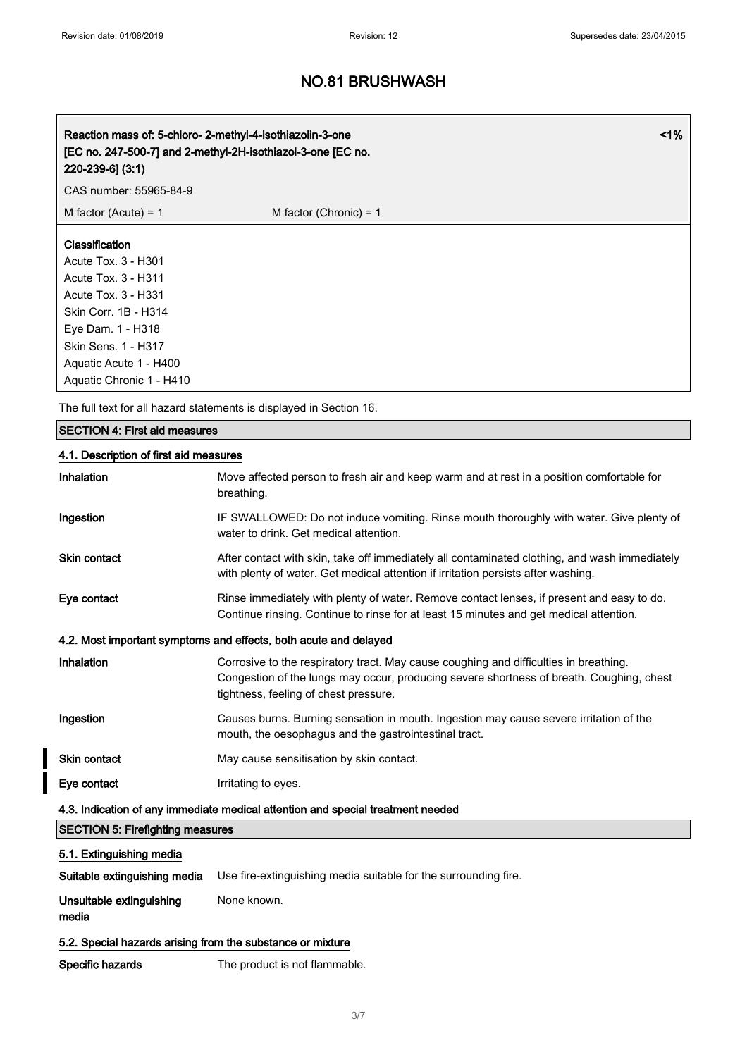# NO.81 BRUSHWASH

| Reaction mass of: 5-chloro- 2-methyl-4-isothiazolin-3-one [EC no. 247-500-7] and 2-methyl-2H-isothiazol-3-one [EC no. 220-239-6] (3:1) | | <1% |
|---|---|---|
| CAS number: 55965-84-9 | | |
| M factor (Acute) = 1 | M factor (Chronic) = 1 | |

**Classification**
Acute Tox. 3 - H301
Acute Tox. 3 - H311
Acute Tox. 3 - H331
Skin Corr. 1B - H314
Eye Dam. 1 - H318
Skin Sens. 1 - H317
Aquatic Acute 1 - H400
Aquatic Chronic 1 - H410

The full text for all hazard statements is displayed in Section 16.

## SECTION 4: First aid measures

### 4.1. Description of first aid measures

**Inhalation** Move affected person to fresh air and keep warm and at rest in a position comfortable for breathing.

**Ingestion** IF SWALLOWED: Do not induce vomiting. Rinse mouth thoroughly with water. Give plenty of water to drink. Get medical attention.

**Skin contact** After contact with skin, take off immediately all contaminated clothing, and wash immediately with plenty of water. Get medical attention if irritation persists after washing.

**Eye contact** Rinse immediately with plenty of water. Remove contact lenses, if present and easy to do. Continue rinsing. Continue to rinse for at least 15 minutes and get medical attention.

### 4.2. Most important symptoms and effects, both acute and delayed

**Inhalation** Corrosive to the respiratory tract. May cause coughing and difficulties in breathing. Congestion of the lungs may occur, producing severe shortness of breath. Coughing, chest tightness, feeling of chest pressure.

**Ingestion** Causes burns. Burning sensation in mouth. Ingestion may cause severe irritation of the mouth, the oesophagus and the gastrointestinal tract.

**Skin contact** May cause sensitisation by skin contact.

**Eye contact** Irritating to eyes.

### 4.3. Indication of any immediate medical attention and special treatment needed

## SECTION 5: Firefighting measures

### 5.1. Extinguishing media

**Suitable extinguishing media** Use fire-extinguishing media suitable for the surrounding fire.

**Unsuitable extinguishing media** None known.

### 5.2. Special hazards arising from the substance or mixture

**Specific hazards** The product is not flammable.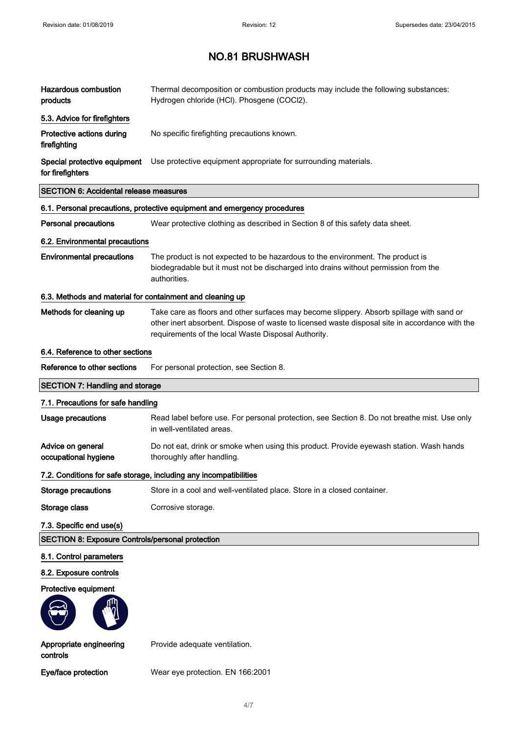# NO.81 BRUSHWASH

**Hazardous combustion products** Thermal decomposition or combustion products may include the following substances: Hydrogen chloride (HCl). Phosgene (COCl2).

### 5.3. Advice for firefighters

**Protective actions during firefighting** No specific firefighting precautions known.

**Special protective equipment for firefighters** Use protective equipment appropriate for surrounding materials.

## SECTION 6: Accidental release measures

### 6.1. Personal precautions, protective equipment and emergency procedures

**Personal precautions** Wear protective clothing as described in Section 8 of this safety data sheet.

### 6.2. Environmental precautions

**Environmental precautions** The product is not expected to be hazardous to the environment. The product is biodegradable but it must not be discharged into drains without permission from the authorities.

### 6.3. Methods and material for containment and cleaning up

**Methods for cleaning up** Take care as floors and other surfaces may become slippery. Absorb spillage with sand or other inert absorbent. Dispose of waste to licensed waste disposal site in accordance with the requirements of the local Waste Disposal Authority.

### 6.4. Reference to other sections

**Reference to other sections** For personal protection, see Section 8.

## SECTION 7: Handling and storage

### 7.1. Precautions for safe handling

**Usage precautions** Read label before use. For personal protection, see Section 8. Do not breathe mist. Use only in well-ventilated areas.

**Advice on general occupational hygiene** Do not eat, drink or smoke when using this product. Provide eyewash station. Wash hands thoroughly after handling.

### 7.2. Conditions for safe storage, including any incompatibilities

**Storage precautions** Store in a cool and well-ventilated place. Store in a closed container.

**Storage class** Corrosive storage.

### 7.3. Specific end use(s)

## SECTION 8: Exposure Controls/personal protection

### 8.1. Control parameters

### 8.2. Exposure controls

**Protective equipment**

**Appropriate engineering controls** Provide adequate ventilation.

**Eye/face protection** Wear eye protection. EN 166:2001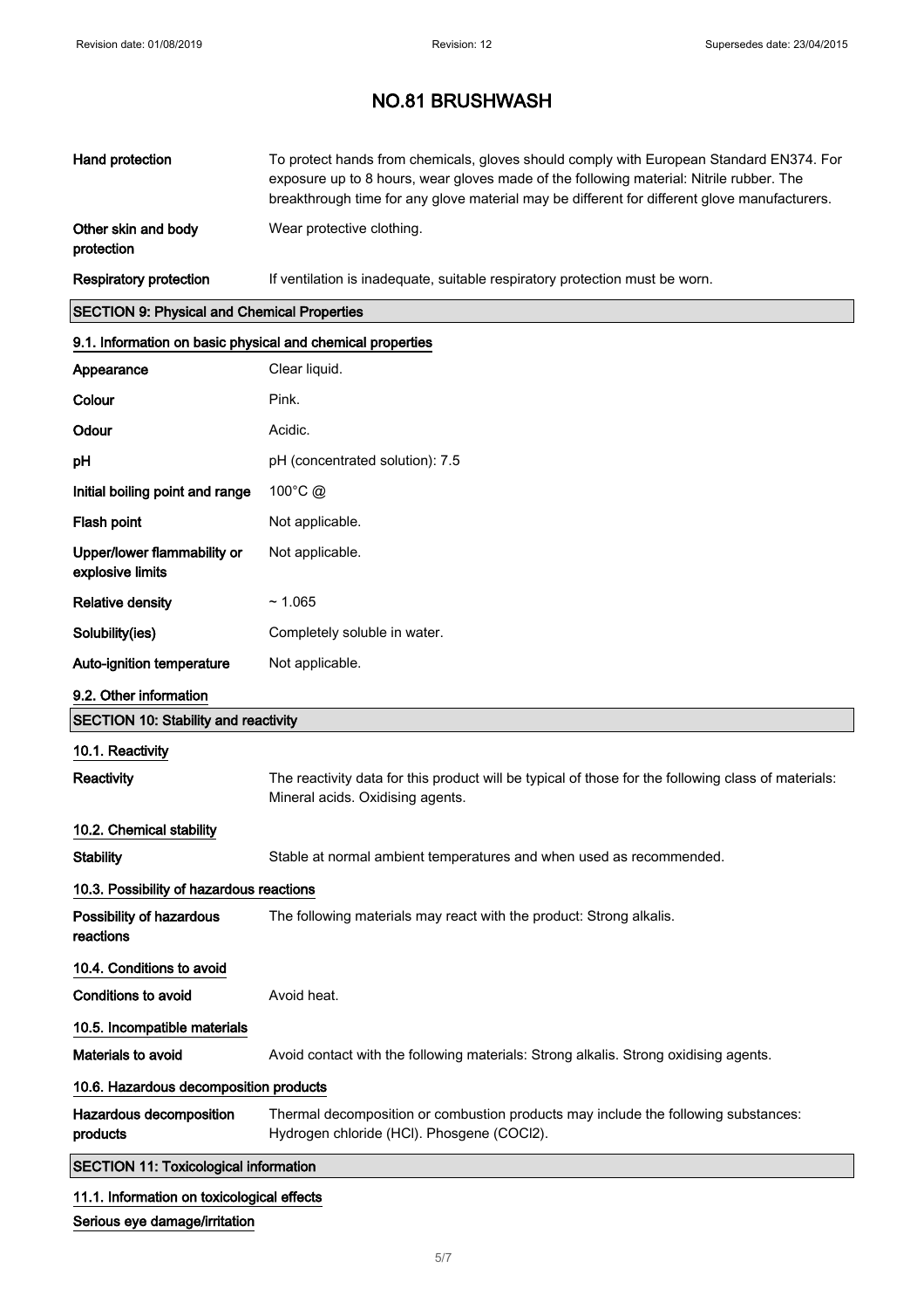| | |
|---|---|
| **Hand protection** | To protect hands from chemicals, gloves should comply with European Standard EN374. For exposure up to 8 hours, wear gloves made of the following material: Nitrile rubber. The breakthrough time for any glove material may be different for different glove manufacturers. |
| **Other skin and body protection** | Wear protective clothing. |
| **Respiratory protection** | If ventilation is inadequate, suitable respiratory protection must be worn. |

## SECTION 9: Physical and Chemical Properties

### 9.1. Information on basic physical and chemical properties

| | |
|---|---|
| **Appearance** | Clear liquid. |
| **Colour** | Pink. |
| **Odour** | Acidic. |
| **pH** | pH (concentrated solution): 7.5 |
| **Initial boiling point and range** | 100°C @ |
| **Flash point** | Not applicable. |
| **Upper/lower flammability or explosive limits** | Not applicable. |
| **Relative density** | ~ 1.065 |
| **Solubility(ies)** | Completely soluble in water. |
| **Auto-ignition temperature** | Not applicable. |

### 9.2. Other information

## SECTION 10: Stability and reactivity

### 10.1. Reactivity

| | |
|---|---|
| **Reactivity** | The reactivity data for this product will be typical of those for the following class of materials: Mineral acids. Oxidising agents. |

### 10.2. Chemical stability

| | |
|---|---|
| **Stability** | Stable at normal ambient temperatures and when used as recommended. |

### 10.3. Possibility of hazardous reactions

| | |
|---|---|
| **Possibility of hazardous reactions** | The following materials may react with the product: Strong alkalis. |

### 10.4. Conditions to avoid

| | |
|---|---|
| **Conditions to avoid** | Avoid heat. |

### 10.5. Incompatible materials

| | |
|---|---|
| **Materials to avoid** | Avoid contact with the following materials: Strong alkalis. Strong oxidising agents. |

### 10.6. Hazardous decomposition products

| | |
|---|---|
| **Hazardous decomposition products** | Thermal decomposition or combustion products may include the following substances: Hydrogen chloride (HCl). Phosgene ($COCl_2$). |

## SECTION 11: Toxicological information

### 11.1. Information on toxicological effects

**Serious eye damage/irritation**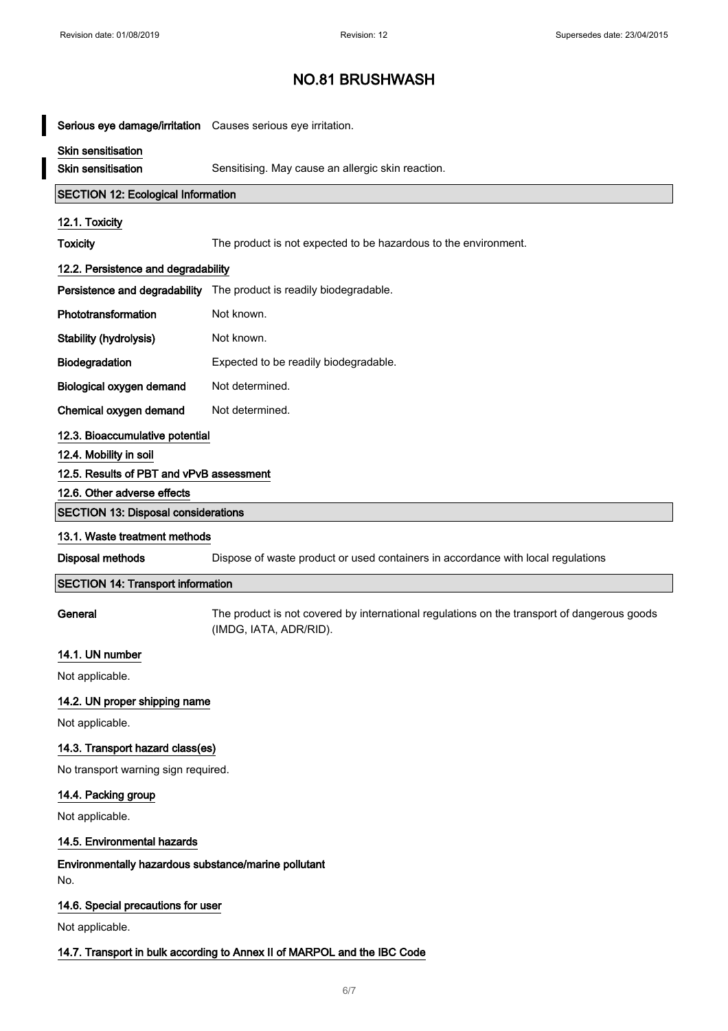# NO.81 BRUSHWASH

**Serious eye damage/irritation** Causes serious eye irritation.

**Skin sensitisation**

**Skin sensitisation** Sensitising. May cause an allergic skin reaction.

## SECTION 12: Ecological Information

### 12.1. Toxicity

**Toxicity** The product is not expected to be hazardous to the environment.

### 12.2. Persistence and degradability

**Persistence and degradability** The product is readily biodegradable.

**Phototransformation** Not known.

**Stability (hydrolysis)** Not known.

**Biodegradation** Expected to be readily biodegradable.

**Biological oxygen demand** Not determined.

**Chemical oxygen demand** Not determined.

### 12.3. Bioaccumulative potential

### 12.4. Mobility in soil

### 12.5. Results of PBT and vPvB assessment

### 12.6. Other adverse effects

## SECTION 13: Disposal considerations

### 13.1. Waste treatment methods

**Disposal methods** Dispose of waste product or used containers in accordance with local regulations

## SECTION 14: Transport information

**General** The product is not covered by international regulations on the transport of dangerous goods (IMDG, IATA, ADR/RID).

### 14.1. UN number

Not applicable.

### 14.2. UN proper shipping name

Not applicable.

### 14.3. Transport hazard class(es)

No transport warning sign required.

### 14.4. Packing group

Not applicable.

### 14.5. Environmental hazards

**Environmentally hazardous substance/marine pollutant**

No.

### 14.6. Special precautions for user

Not applicable.

### 14.7. Transport in bulk according to Annex II of MARPOL and the IBC Code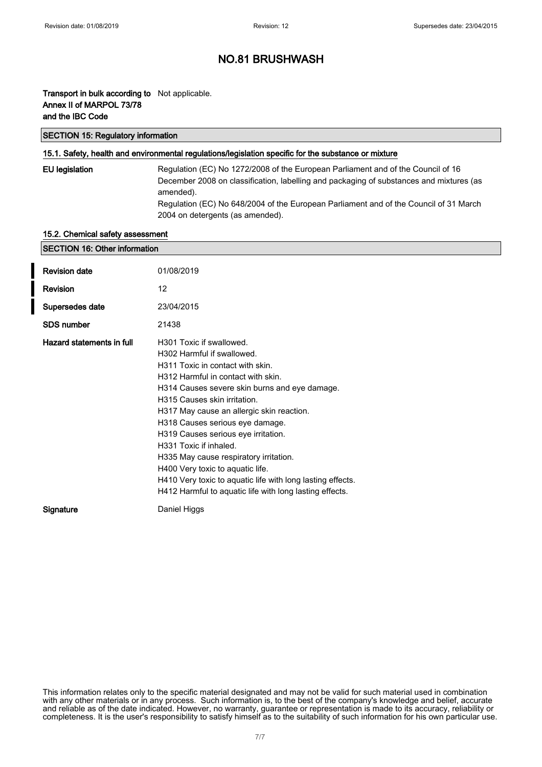# NO.81 BRUSHWASH

**Transport in bulk according to Annex II of MARPOL 73/78 and the IBC Code** Not applicable.

## SECTION 15: Regulatory information

### 15.1. Safety, health and environmental regulations/legislation specific for the substance or mixture

**EU legislation**

Regulation (EC) No 1272/2008 of the European Parliament and of the Council of 16 December 2008 on classification, labelling and packaging of substances and mixtures (as amended).
Regulation (EC) No 648/2004 of the European Parliament and of the Council of 31 March 2004 on detergents (as amended).

### 15.2. Chemical safety assessment

## SECTION 16: Other information

| | |
|---|---|
| **Revision date** | 01/08/2019 |
| **Revision** | 12 |
| **Supersedes date** | 23/04/2015 |
| **SDS number** | 21438 |

**Hazard statements in full**

H301 Toxic if swallowed.
H302 Harmful if swallowed.
H311 Toxic in contact with skin.
H312 Harmful in contact with skin.
H314 Causes severe skin burns and eye damage.
H315 Causes skin irritation.
H317 May cause an allergic skin reaction.
H318 Causes serious eye damage.
H319 Causes serious eye irritation.
H331 Toxic if inhaled.
H335 May cause respiratory irritation.
H400 Very toxic to aquatic life.
H410 Very toxic to aquatic life with long lasting effects.
H412 Harmful to aquatic life with long lasting effects.

**Signature** Daniel Higgs

This information relates only to the specific material designated and may not be valid for such material used in combination with any other materials or in any process. Such information is, to the best of the company's knowledge and belief, accurate and reliable as of the date indicated. However, no warranty, guarantee or representation is made to its accuracy, reliability or completeness. It is the user's responsibility to satisfy himself as to the suitability of such information for his own particular use.